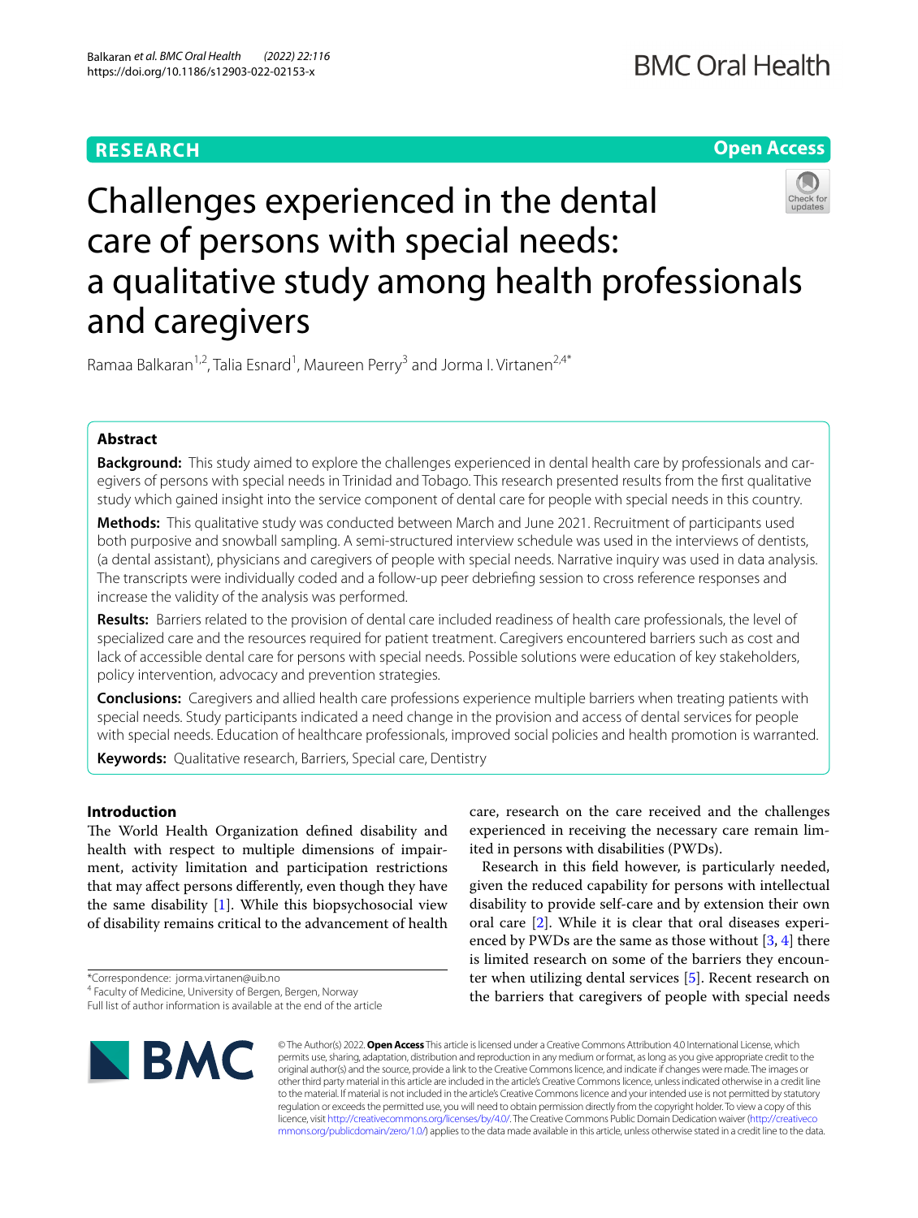RESEARCH

Open Access

# Challenges experienced in the dental care of persons with special needs: a qualitative study among health professionals and caregivers

Ramaa Balkaran[1,2], Talia Esnard[1], Maureen Perry[3] and Jorma I. Virtanen[2,4*]

## Abstract

**Background:** This study aimed to explore the challenges experienced in dental health care by professionals and caregivers of persons with special needs in Trinidad and Tobago. This research presented results from the first qualitative study which gained insight into the service component of dental care for people with special needs in this country.

**Methods:** This qualitative study was conducted between March and June 2021. Recruitment of participants used both purposive and snowball sampling. A semi-structured interview schedule was used in the interviews of dentists, (a dental assistant), physicians and caregivers of people with special needs. Narrative inquiry was used in data analysis. The transcripts were individually coded and a follow-up peer debriefing session to cross reference responses and increase the validity of the analysis was performed.

**Results:** Barriers related to the provision of dental care included readiness of health care professionals, the level of specialized care and the resources required for patient treatment. Caregivers encountered barriers such as cost and lack of accessible dental care for persons with special needs. Possible solutions were education of key stakeholders, policy intervention, advocacy and prevention strategies.

**Conclusions:** Caregivers and allied health care professions experience multiple barriers when treating patients with special needs. Study participants indicated a need change in the provision and access of dental services for people with special needs. Education of healthcare professionals, improved social policies and health promotion is warranted.

**Keywords:** Qualitative research, Barriers, Special care, Dentistry

## Introduction

The World Health Organization defined disability and health with respect to multiple dimensions of impairment, activity limitation and participation restrictions that may affect persons differently, even though they have the same disability [1]. While this biopsychosocial view of disability remains critical to the advancement of health care, research on the care received and the challenges experienced in receiving the necessary care remain limited in persons with disabilities (PWDs).

Research in this field however, is particularly needed, given the reduced capability for persons with intellectual disability to provide self-care and by extension their own oral care [2]. While it is clear that oral diseases experienced by PWDs are the same as those without [3, 4] there is limited research on some of the barriers they encounter when utilizing dental services [5]. Recent research on the barriers that caregivers of people with special needs

*Correspondence: jorma.virtanen@uib.no

[4] Faculty of Medicine, University of Bergen, Bergen, Norway

Full list of author information is available at the end of the article

© The Author(s) 2022. **Open Access** This article is licensed under a Creative Commons Attribution 4.0 International License, which permits use, sharing, adaptation, distribution and reproduction in any medium or format, as long as you give appropriate credit to the original author(s) and the source, provide a link to the Creative Commons licence, and indicate if changes were made. The images or other third party material in this article are included in the article's Creative Commons licence, unless indicated otherwise in a credit line to the material. If material is not included in the article's Creative Commons licence and your intended use is not permitted by statutory regulation or exceeds the permitted use, you will need to obtain permission directly from the copyright holder. To view a copy of this licence, visit http://creativecommons.org/licenses/by/4.0/. The Creative Commons Public Domain Dedication waiver (http://creativecommons.org/publicdomain/zero/1.0/) applies to the data made available in this article, unless otherwise stated in a credit line to the data.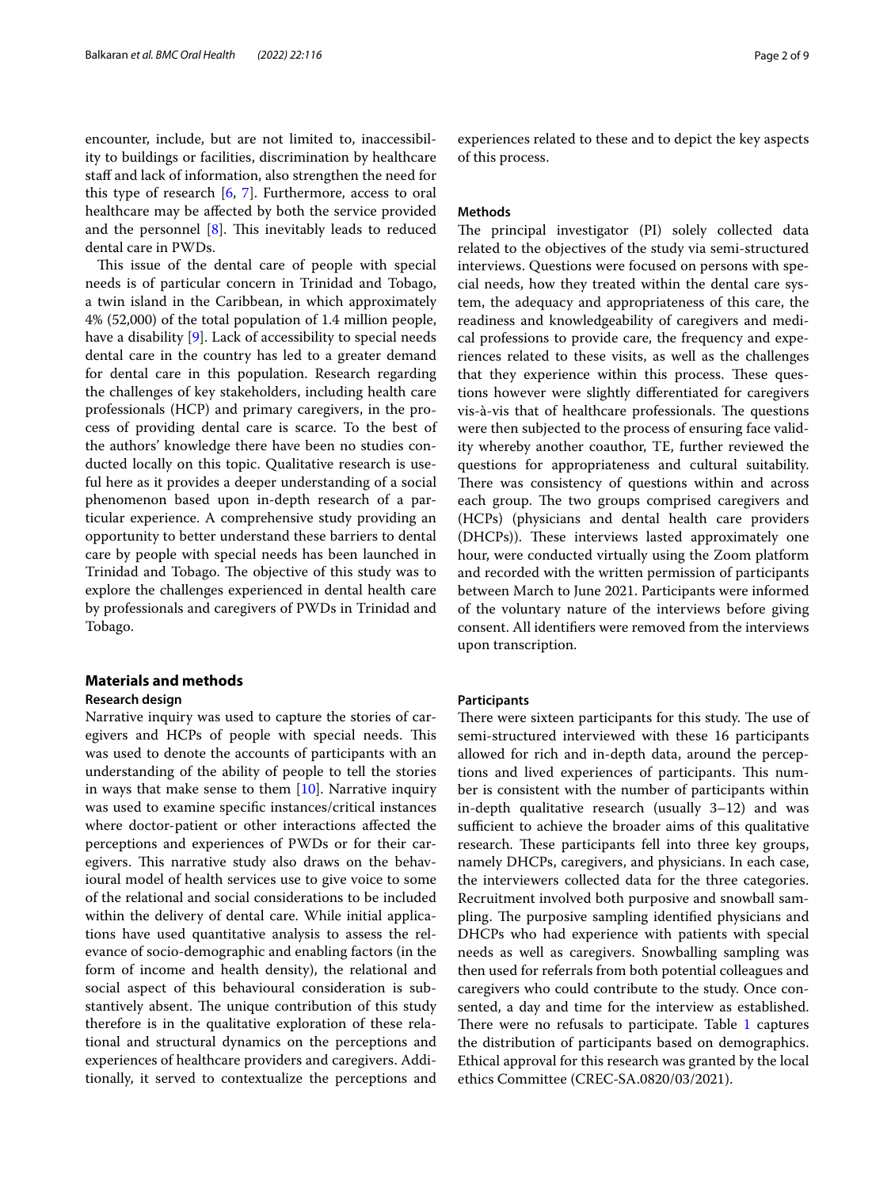encounter, include, but are not limited to, inaccessibility to buildings or facilities, discrimination by healthcare staff and lack of information, also strengthen the need for this type of research [6, 7]. Furthermore, access to oral healthcare may be affected by both the service provided and the personnel [8]. This inevitably leads to reduced dental care in PWDs.

This issue of the dental care of people with special needs is of particular concern in Trinidad and Tobago, a twin island in the Caribbean, in which approximately 4% (52,000) of the total population of 1.4 million people, have a disability [9]. Lack of accessibility to special needs dental care in the country has led to a greater demand for dental care in this population. Research regarding the challenges of key stakeholders, including health care professionals (HCP) and primary caregivers, in the process of providing dental care is scarce. To the best of the authors' knowledge there have been no studies conducted locally on this topic. Qualitative research is useful here as it provides a deeper understanding of a social phenomenon based upon in-depth research of a particular experience. A comprehensive study providing an opportunity to better understand these barriers to dental care by people with special needs has been launched in Trinidad and Tobago. The objective of this study was to explore the challenges experienced in dental health care by professionals and caregivers of PWDs in Trinidad and Tobago.

## Materials and methods

### Research design

Narrative inquiry was used to capture the stories of caregivers and HCPs of people with special needs. This was used to denote the accounts of participants with an understanding of the ability of people to tell the stories in ways that make sense to them [10]. Narrative inquiry was used to examine specific instances/critical instances where doctor-patient or other interactions affected the perceptions and experiences of PWDs or for their caregivers. This narrative study also draws on the behavioural model of health services use to give voice to some of the relational and social considerations to be included within the delivery of dental care. While initial applications have used quantitative analysis to assess the relevance of socio-demographic and enabling factors (in the form of income and health density), the relational and social aspect of this behavioural consideration is substantively absent. The unique contribution of this study therefore is in the qualitative exploration of these relational and structural dynamics on the perceptions and experiences of healthcare providers and caregivers. Additionally, it served to contextualize the perceptions and experiences related to these and to depict the key aspects of this process.

### Methods

The principal investigator (PI) solely collected data related to the objectives of the study via semi-structured interviews. Questions were focused on persons with special needs, how they treated within the dental care system, the adequacy and appropriateness of this care, the readiness and knowledgeability of caregivers and medical professions to provide care, the frequency and experiences related to these visits, as well as the challenges that they experience within this process. These questions however were slightly differentiated for caregivers vis-à-vis that of healthcare professionals. The questions were then subjected to the process of ensuring face validity whereby another coauthor, TE, further reviewed the questions for appropriateness and cultural suitability. There was consistency of questions within and across each group. The two groups comprised caregivers and (HCPs) (physicians and dental health care providers (DHCPs)). These interviews lasted approximately one hour, were conducted virtually using the Zoom platform and recorded with the written permission of participants between March to June 2021. Participants were informed of the voluntary nature of the interviews before giving consent. All identifiers were removed from the interviews upon transcription.

### Participants

There were sixteen participants for this study. The use of semi-structured interviewed with these 16 participants allowed for rich and in-depth data, around the perceptions and lived experiences of participants. This number is consistent with the number of participants within in-depth qualitative research (usually 3–12) and was sufficient to achieve the broader aims of this qualitative research. These participants fell into three key groups, namely DHCPs, caregivers, and physicians. In each case, the interviewers collected data for the three categories. Recruitment involved both purposive and snowball sampling. The purposive sampling identified physicians and DHCPs who had experience with patients with special needs as well as caregivers. Snowballing sampling was then used for referrals from both potential colleagues and caregivers who could contribute to the study. Once consented, a day and time for the interview as established. There were no refusals to participate. Table 1 captures the distribution of participants based on demographics. Ethical approval for this research was granted by the local ethics Committee (CREC-SA.0820/03/2021).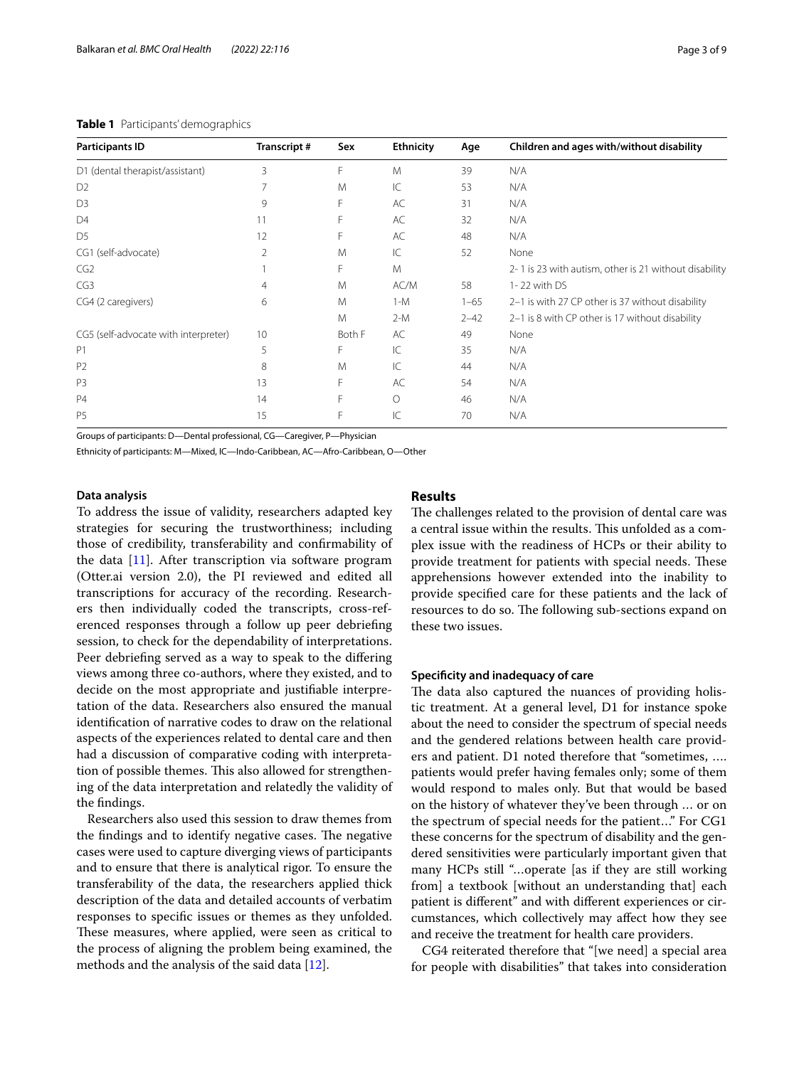**Table 1** Participants' demographics

| Participants ID | Transcript # | Sex | Ethnicity | Age | Children and ages with/without disability |
|---|---|---|---|---|---|
| D1 (dental therapist/assistant) | 3 | F | M | 39 | N/A |
| D2 | 7 | M | IC | 53 | N/A |
| D3 | 9 | F | AC | 31 | N/A |
| D4 | 11 | F | AC | 32 | N/A |
| D5 | 12 | F | AC | 48 | N/A |
| CG1 (self-advocate) | 2 | M | IC | 52 | None |
| CG2 | 1 | F | M | | 2- 1 is 23 with autism, other is 21 without disability |
| CG3 | 4 | M | AC/M | 58 | 1- 22 with DS |
| CG4 (2 caregivers) | 6 | M | 1-M | 1–65 | 2–1 is with 27 CP other is 37 without disability |
| | | M | 2-M | 2–42 | 2–1 is 8 with CP other is 17 without disability |
| CG5 (self-advocate with interpreter) | 10 | Both F | AC | 49 | None |
| P1 | 5 | F | IC | 35 | N/A |
| P2 | 8 | M | IC | 44 | N/A |
| P3 | 13 | F | AC | 54 | N/A |
| P4 | 14 | F | O | 46 | N/A |
| P5 | 15 | F | IC | 70 | N/A |

Groups of participants: D—Dental professional, CG—Caregiver, P—Physician

Ethnicity of participants: M—Mixed, IC—Indo-Caribbean, AC—Afro-Caribbean, O—Other

#### Data analysis

To address the issue of validity, researchers adapted key strategies for securing the trustworthiness; including those of credibility, transferability and confirmability of the data [11]. After transcription via software program (Otter.ai version 2.0), the PI reviewed and edited all transcriptions for accuracy of the recording. Researchers then individually coded the transcripts, cross-referenced responses through a follow up peer debriefing session, to check for the dependability of interpretations. Peer debriefing served as a way to speak to the differing views among three co-authors, where they existed, and to decide on the most appropriate and justifiable interpretation of the data. Researchers also ensured the manual identification of narrative codes to draw on the relational aspects of the experiences related to dental care and then had a discussion of comparative coding with interpretation of possible themes. This also allowed for strengthening of the data interpretation and relatedly the validity of the findings.

Researchers also used this session to draw themes from the findings and to identify negative cases. The negative cases were used to capture diverging views of participants and to ensure that there is analytical rigor. To ensure the transferability of the data, the researchers applied thick description of the data and detailed accounts of verbatim responses to specific issues or themes as they unfolded. These measures, where applied, were seen as critical to the process of aligning the problem being examined, the methods and the analysis of the said data [12].

## Results

The challenges related to the provision of dental care was a central issue within the results. This unfolded as a complex issue with the readiness of HCPs or their ability to provide treatment for patients with special needs. These apprehensions however extended into the inability to provide specified care for these patients and the lack of resources to do so. The following sub-sections expand on these two issues.

#### Specificity and inadequacy of care

The data also captured the nuances of providing holistic treatment. At a general level, D1 for instance spoke about the need to consider the spectrum of special needs and the gendered relations between health care providers and patient. D1 noted therefore that "sometimes, …. patients would prefer having females only; some of them would respond to males only. But that would be based on the history of whatever they've been through … or on the spectrum of special needs for the patient…" For CG1 these concerns for the spectrum of disability and the gendered sensitivities were particularly important given that many HCPs still "…operate [as if they are still working from] a textbook [without an understanding that] each patient is different" and with different experiences or circumstances, which collectively may affect how they see and receive the treatment for health care providers.

CG4 reiterated therefore that "[we need] a special area for people with disabilities" that takes into consideration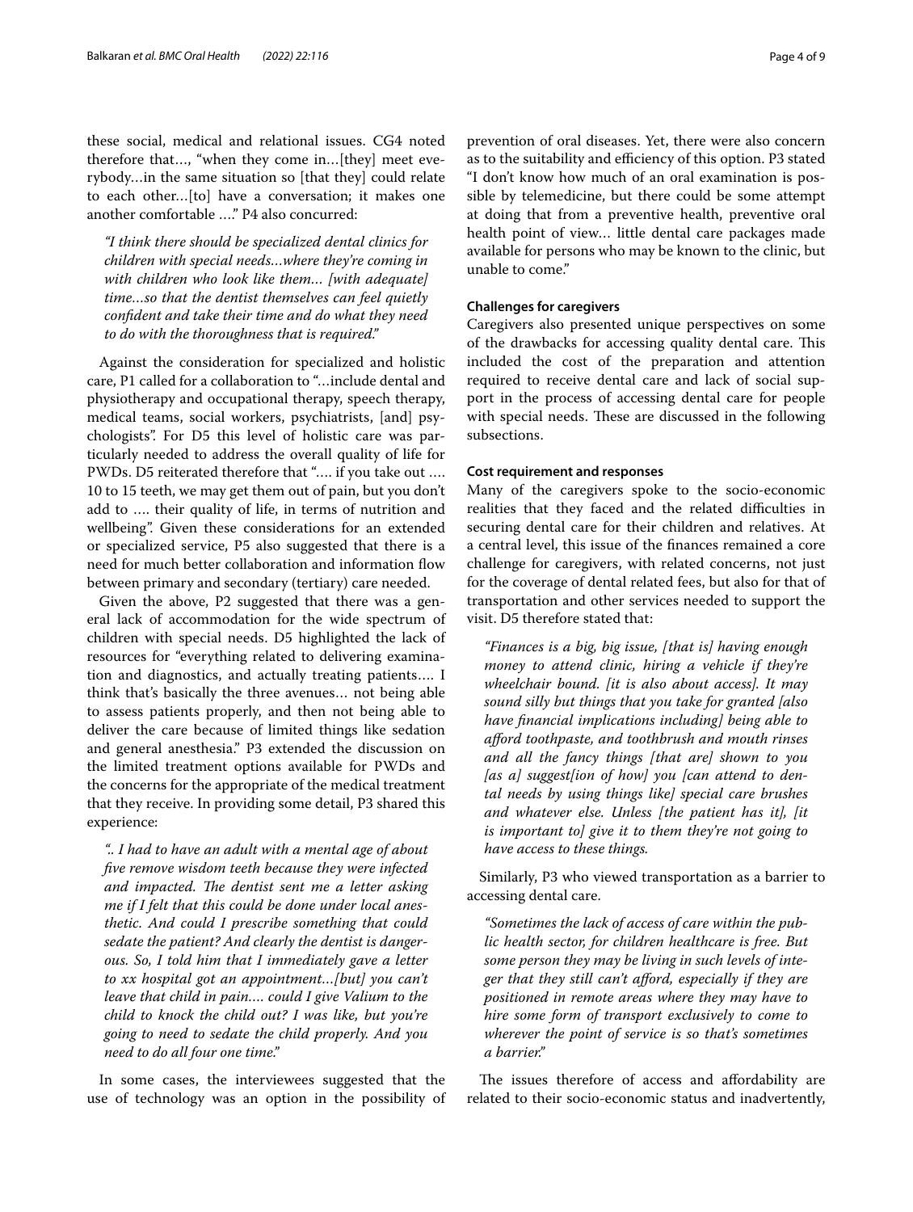these social, medical and relational issues. CG4 noted therefore that…, "when they come in…[they] meet everybody…in the same situation so [that they] could relate to each other…[to] have a conversation; it makes one another comfortable …." P4 also concurred:

*"I think there should be specialized dental clinics for children with special needs…where they're coming in with children who look like them… [with adequate] time…so that the dentist themselves can feel quietly confident and take their time and do what they need to do with the thoroughness that is required."*

Against the consideration for specialized and holistic care, P1 called for a collaboration to "…include dental and physiotherapy and occupational therapy, speech therapy, medical teams, social workers, psychiatrists, [and] psychologists". For D5 this level of holistic care was particularly needed to address the overall quality of life for PWDs. D5 reiterated therefore that "…. if you take out …. 10 to 15 teeth, we may get them out of pain, but you don't add to …. their quality of life, in terms of nutrition and wellbeing". Given these considerations for an extended or specialized service, P5 also suggested that there is a need for much better collaboration and information flow between primary and secondary (tertiary) care needed.

Given the above, P2 suggested that there was a general lack of accommodation for the wide spectrum of children with special needs. D5 highlighted the lack of resources for "everything related to delivering examination and diagnostics, and actually treating patients…. I think that's basically the three avenues… not being able to assess patients properly, and then not being able to deliver the care because of limited things like sedation and general anesthesia." P3 extended the discussion on the limited treatment options available for PWDs and the concerns for the appropriate of the medical treatment that they receive. In providing some detail, P3 shared this experience:

*".. I had to have an adult with a mental age of about five remove wisdom teeth because they were infected and impacted. The dentist sent me a letter asking me if I felt that this could be done under local anesthetic. And could I prescribe something that could sedate the patient? And clearly the dentist is dangerous. So, I told him that I immediately gave a letter to xx hospital got an appointment…[but] you can't leave that child in pain…. could I give Valium to the child to knock the child out? I was like, but you're going to need to sedate the child properly. And you need to do all four one time."*

In some cases, the interviewees suggested that the use of technology was an option in the possibility of prevention of oral diseases. Yet, there were also concern as to the suitability and efficiency of this option. P3 stated "I don't know how much of an oral examination is possible by telemedicine, but there could be some attempt at doing that from a preventive health, preventive oral health point of view… little dental care packages made available for persons who may be known to the clinic, but unable to come."

### Challenges for caregivers

Caregivers also presented unique perspectives on some of the drawbacks for accessing quality dental care. This included the cost of the preparation and attention required to receive dental care and lack of social support in the process of accessing dental care for people with special needs. These are discussed in the following subsections.

### Cost requirement and responses

Many of the caregivers spoke to the socio-economic realities that they faced and the related difficulties in securing dental care for their children and relatives. At a central level, this issue of the finances remained a core challenge for caregivers, with related concerns, not just for the coverage of dental related fees, but also for that of transportation and other services needed to support the visit. D5 therefore stated that:

*"Finances is a big, big issue, [that is] having enough money to attend clinic, hiring a vehicle if they're wheelchair bound. [it is also about access]. It may sound silly but things that you take for granted [also have financial implications including] being able to afford toothpaste, and toothbrush and mouth rinses and all the fancy things [that are] shown to you [as a] suggest[ion of how] you [can attend to dental needs by using things like] special care brushes and whatever else. Unless [the patient has it], [it is important to] give it to them they're not going to have access to these things.*

Similarly, P3 who viewed transportation as a barrier to accessing dental care.

*"Sometimes the lack of access of care within the public health sector, for children healthcare is free. But some person they may be living in such levels of integer that they still can't afford, especially if they are positioned in remote areas where they may have to hire some form of transport exclusively to come to wherever the point of service is so that's sometimes a barrier."*

The issues therefore of access and affordability are related to their socio-economic status and inadvertently,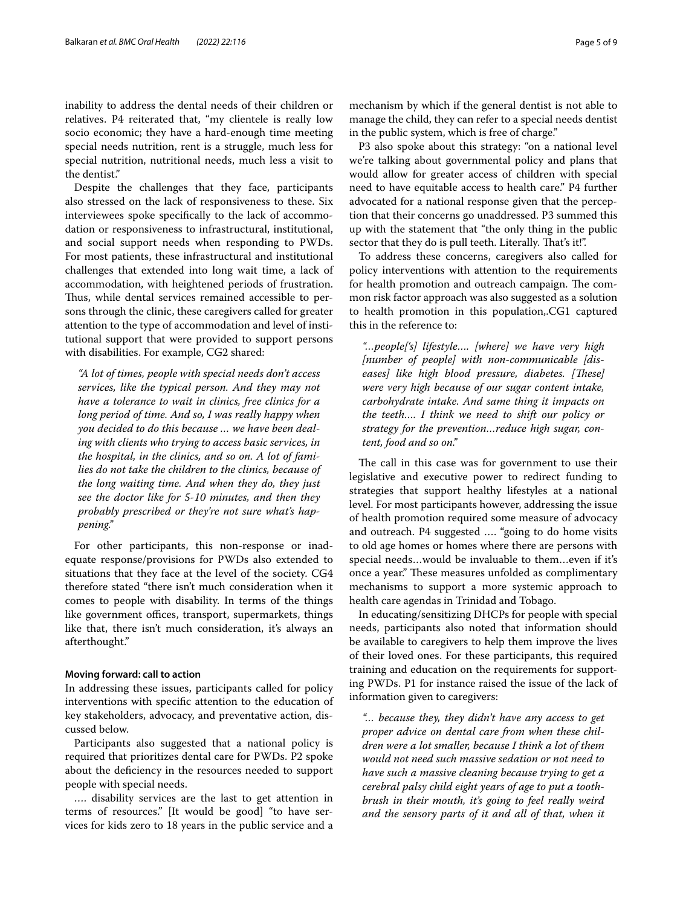inability to address the dental needs of their children or relatives. P4 reiterated that, "my clientele is really low socio economic; they have a hard-enough time meeting special needs nutrition, rent is a struggle, much less for special nutrition, nutritional needs, much less a visit to the dentist."

Despite the challenges that they face, participants also stressed on the lack of responsiveness to these. Six interviewees spoke specifically to the lack of accommodation or responsiveness to infrastructural, institutional, and social support needs when responding to PWDs. For most patients, these infrastructural and institutional challenges that extended into long wait time, a lack of accommodation, with heightened periods of frustration. Thus, while dental services remained accessible to persons through the clinic, these caregivers called for greater attention to the type of accommodation and level of institutional support that were provided to support persons with disabilities. For example, CG2 shared:

> *"A lot of times, people with special needs don't access services, like the typical person. And they may not have a tolerance to wait in clinics, free clinics for a long period of time. And so, I was really happy when you decided to do this because … we have been dealing with clients who trying to access basic services, in the hospital, in the clinics, and so on. A lot of families do not take the children to the clinics, because of the long waiting time. And when they do, they just see the doctor like for 5-10 minutes, and then they probably prescribed or they're not sure what's happening."*

For other participants, this non-response or inadequate response/provisions for PWDs also extended to situations that they face at the level of the society. CG4 therefore stated "there isn't much consideration when it comes to people with disability. In terms of the things like government offices, transport, supermarkets, things like that, there isn't much consideration, it's always an afterthought."

#### Moving forward: call to action

In addressing these issues, participants called for policy interventions with specific attention to the education of key stakeholders, advocacy, and preventative action, discussed below.

Participants also suggested that a national policy is required that prioritizes dental care for PWDs. P2 spoke about the deficiency in the resources needed to support people with special needs.

…. disability services are the last to get attention in terms of resources." [It would be good] "to have services for kids zero to 18 years in the public service and a mechanism by which if the general dentist is not able to manage the child, they can refer to a special needs dentist in the public system, which is free of charge."

P3 also spoke about this strategy: "on a national level we're talking about governmental policy and plans that would allow for greater access of children with special need to have equitable access to health care." P4 further advocated for a national response given that the perception that their concerns go unaddressed. P3 summed this up with the statement that "the only thing in the public sector that they do is pull teeth. Literally. That's it!".

To address these concerns, caregivers also called for policy interventions with attention to the requirements for health promotion and outreach campaign. The common risk factor approach was also suggested as a solution to health promotion in this population,.CG1 captured this in the reference to:

> *"…people['s] lifestyle…. [where] we have very high [number of people] with non-communicable [diseases] like high blood pressure, diabetes. [These] were very high because of our sugar content intake, carbohydrate intake. And same thing it impacts on the teeth…. I think we need to shift our policy or strategy for the prevention…reduce high sugar, content, food and so on."*

The call in this case was for government to use their legislative and executive power to redirect funding to strategies that support healthy lifestyles at a national level. For most participants however, addressing the issue of health promotion required some measure of advocacy and outreach. P4 suggested …. "going to do home visits to old age homes or homes where there are persons with special needs…would be invaluable to them…even if it's once a year." These measures unfolded as complimentary mechanisms to support a more systemic approach to health care agendas in Trinidad and Tobago.

In educating/sensitizing DHCPs for people with special needs, participants also noted that information should be available to caregivers to help them improve the lives of their loved ones. For these participants, this required training and education on the requirements for supporting PWDs. P1 for instance raised the issue of the lack of information given to caregivers:

> *"… because they, they didn't have any access to get proper advice on dental care from when these children were a lot smaller, because I think a lot of them would not need such massive sedation or not need to have such a massive cleaning because trying to get a cerebral palsy child eight years of age to put a toothbrush in their mouth, it's going to feel really weird and the sensory parts of it and all of that, when it*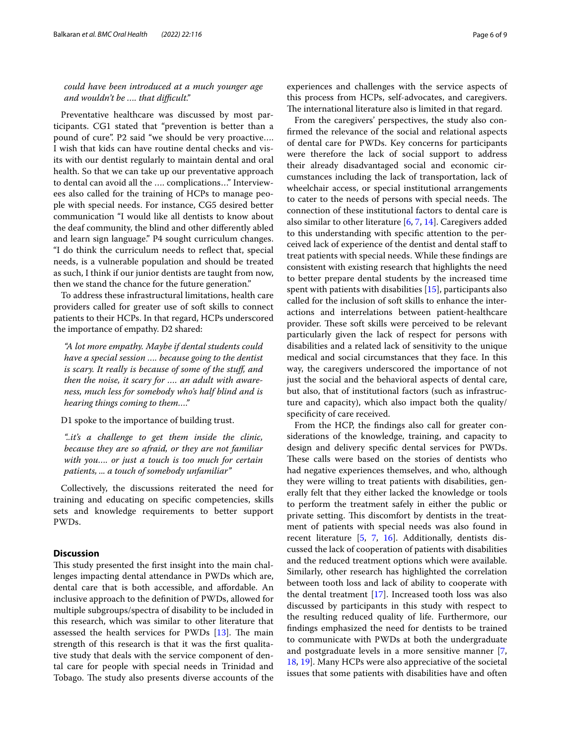*could have been introduced at a much younger age and wouldn't be …. that difficult."*

Preventative healthcare was discussed by most participants. CG1 stated that "prevention is better than a pound of cure". P2 said "we should be very proactive…. I wish that kids can have routine dental checks and visits with our dentist regularly to maintain dental and oral health. So that we can take up our preventative approach to dental can avoid all the …. complications…" Interviewees also called for the training of HCPs to manage people with special needs. For instance, CG5 desired better communication "I would like all dentists to know about the deaf community, the blind and other differently abled and learn sign language." P4 sought curriculum changes. "I do think the curriculum needs to reflect that, special needs, is a vulnerable population and should be treated as such, I think if our junior dentists are taught from now, then we stand the chance for the future generation."

To address these infrastructural limitations, health care providers called for greater use of soft skills to connect patients to their HCPs. In that regard, HCPs underscored the importance of empathy. D2 shared:

> *"A lot more empathy. Maybe if dental students could have a special session …. because going to the dentist is scary. It really is because of some of the stuff, and then the noise, it scary for …. an adult with awareness, much less for somebody who's half blind and is hearing things coming to them…."*

D1 spoke to the importance of building trust.

> *"..it's a challenge to get them inside the clinic, because they are so afraid, or they are not familiar with you…. or just a touch is too much for certain patients, ... a touch of somebody unfamiliar"*

Collectively, the discussions reiterated the need for training and educating on specific competencies, skills sets and knowledge requirements to better support PWDs.

## Discussion

This study presented the first insight into the main challenges impacting dental attendance in PWDs which are, dental care that is both accessible, and affordable. An inclusive approach to the definition of PWDs, allowed for multiple subgroups/spectra of disability to be included in this research, which was similar to other literature that assessed the health services for PWDs [13]. The main strength of this research is that it was the first qualitative study that deals with the service component of dental care for people with special needs in Trinidad and Tobago. The study also presents diverse accounts of the experiences and challenges with the service aspects of this process from HCPs, self-advocates, and caregivers. The international literature also is limited in that regard.

From the caregivers' perspectives, the study also confirmed the relevance of the social and relational aspects of dental care for PWDs. Key concerns for participants were therefore the lack of social support to address their already disadvantaged social and economic circumstances including the lack of transportation, lack of wheelchair access, or special institutional arrangements to cater to the needs of persons with special needs. The connection of these institutional factors to dental care is also similar to other literature [6, 7, 14]. Caregivers added to this understanding with specific attention to the perceived lack of experience of the dentist and dental staff to treat patients with special needs. While these findings are consistent with existing research that highlights the need to better prepare dental students by the increased time spent with patients with disabilities [15], participants also called for the inclusion of soft skills to enhance the interactions and interrelations between patient-healthcare provider. These soft skills were perceived to be relevant particularly given the lack of respect for persons with disabilities and a related lack of sensitivity to the unique medical and social circumstances that they face. In this way, the caregivers underscored the importance of not just the social and the behavioral aspects of dental care, but also, that of institutional factors (such as infrastructure and capacity), which also impact both the quality/specificity of care received.

From the HCP, the findings also call for greater considerations of the knowledge, training, and capacity to design and delivery specific dental services for PWDs. These calls were based on the stories of dentists who had negative experiences themselves, and who, although they were willing to treat patients with disabilities, generally felt that they either lacked the knowledge or tools to perform the treatment safely in either the public or private setting. This discomfort by dentists in the treatment of patients with special needs was also found in recent literature [5, 7, 16]. Additionally, dentists discussed the lack of cooperation of patients with disabilities and the reduced treatment options which were available. Similarly, other research has highlighted the correlation between tooth loss and lack of ability to cooperate with the dental treatment [17]. Increased tooth loss was also discussed by participants in this study with respect to the resulting reduced quality of life. Furthermore, our findings emphasized the need for dentists to be trained to communicate with PWDs at both the undergraduate and postgraduate levels in a more sensitive manner [7, 18, 19]. Many HCPs were also appreciative of the societal issues that some patients with disabilities have and often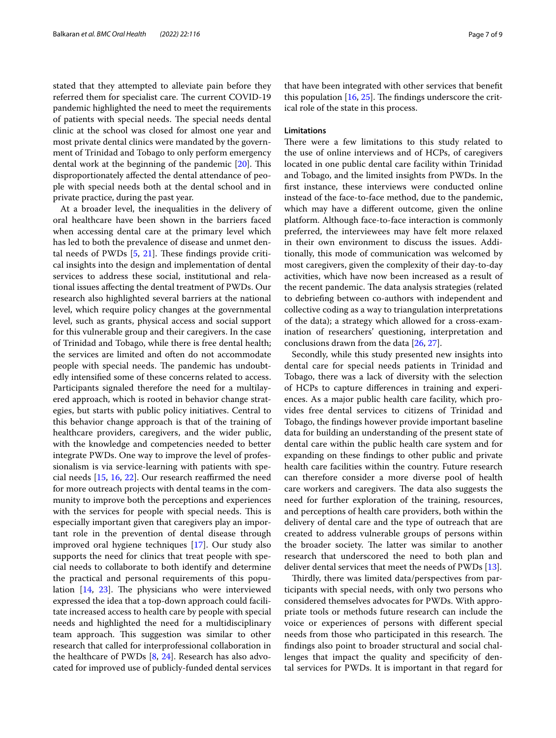stated that they attempted to alleviate pain before they referred them for specialist care. The current COVID-19 pandemic highlighted the need to meet the requirements of patients with special needs. The special needs dental clinic at the school was closed for almost one year and most private dental clinics were mandated by the government of Trinidad and Tobago to only perform emergency dental work at the beginning of the pandemic [20]. This disproportionately affected the dental attendance of people with special needs both at the dental school and in private practice, during the past year.

At a broader level, the inequalities in the delivery of oral healthcare have been shown in the barriers faced when accessing dental care at the primary level which has led to both the prevalence of disease and unmet dental needs of PWDs [5, 21]. These findings provide critical insights into the design and implementation of dental services to address these social, institutional and relational issues affecting the dental treatment of PWDs. Our research also highlighted several barriers at the national level, which require policy changes at the governmental level, such as grants, physical access and social support for this vulnerable group and their caregivers. In the case of Trinidad and Tobago, while there is free dental health; the services are limited and often do not accommodate people with special needs. The pandemic has undoubtedly intensified some of these concerns related to access. Participants signaled therefore the need for a multilayered approach, which is rooted in behavior change strategies, but starts with public policy initiatives. Central to this behavior change approach is that of the training of healthcare providers, caregivers, and the wider public, with the knowledge and competencies needed to better integrate PWDs. One way to improve the level of professionalism is via service-learning with patients with special needs [15, 16, 22]. Our research reaffirmed the need for more outreach projects with dental teams in the community to improve both the perceptions and experiences with the services for people with special needs. This is especially important given that caregivers play an important role in the prevention of dental disease through improved oral hygiene techniques [17]. Our study also supports the need for clinics that treat people with special needs to collaborate to both identify and determine the practical and personal requirements of this population [14, 23]. The physicians who were interviewed expressed the idea that a top-down approach could facilitate increased access to health care by people with special needs and highlighted the need for a multidisciplinary team approach. This suggestion was similar to other research that called for interprofessional collaboration in the healthcare of PWDs [8, 24]. Research has also advocated for improved use of publicly-funded dental services that have been integrated with other services that benefit this population [16, 25]. The findings underscore the critical role of the state in this process.

### Limitations

There were a few limitations to this study related to the use of online interviews and of HCPs, of caregivers located in one public dental care facility within Trinidad and Tobago, and the limited insights from PWDs. In the first instance, these interviews were conducted online instead of the face-to-face method, due to the pandemic, which may have a different outcome, given the online platform. Although face-to-face interaction is commonly preferred, the interviewees may have felt more relaxed in their own environment to discuss the issues. Additionally, this mode of communication was welcomed by most caregivers, given the complexity of their day-to-day activities, which have now been increased as a result of the recent pandemic. The data analysis strategies (related to debriefing between co-authors with independent and collective coding as a way to triangulation interpretations of the data); a strategy which allowed for a cross-examination of researchers' questioning, interpretation and conclusions drawn from the data [26, 27].

Secondly, while this study presented new insights into dental care for special needs patients in Trinidad and Tobago, there was a lack of diversity with the selection of HCPs to capture differences in training and experiences. As a major public health care facility, which provides free dental services to citizens of Trinidad and Tobago, the findings however provide important baseline data for building an understanding of the present state of dental care within the public health care system and for expanding on these findings to other public and private health care facilities within the country. Future research can therefore consider a more diverse pool of health care workers and caregivers. The data also suggests the need for further exploration of the training, resources, and perceptions of health care providers, both within the delivery of dental care and the type of outreach that are created to address vulnerable groups of persons within the broader society. The latter was similar to another research that underscored the need to both plan and deliver dental services that meet the needs of PWDs [13].

Thirdly, there was limited data/perspectives from participants with special needs, with only two persons who considered themselves advocates for PWDs. With appropriate tools or methods future research can include the voice or experiences of persons with different special needs from those who participated in this research. The findings also point to broader structural and social challenges that impact the quality and specificity of dental services for PWDs. It is important in that regard for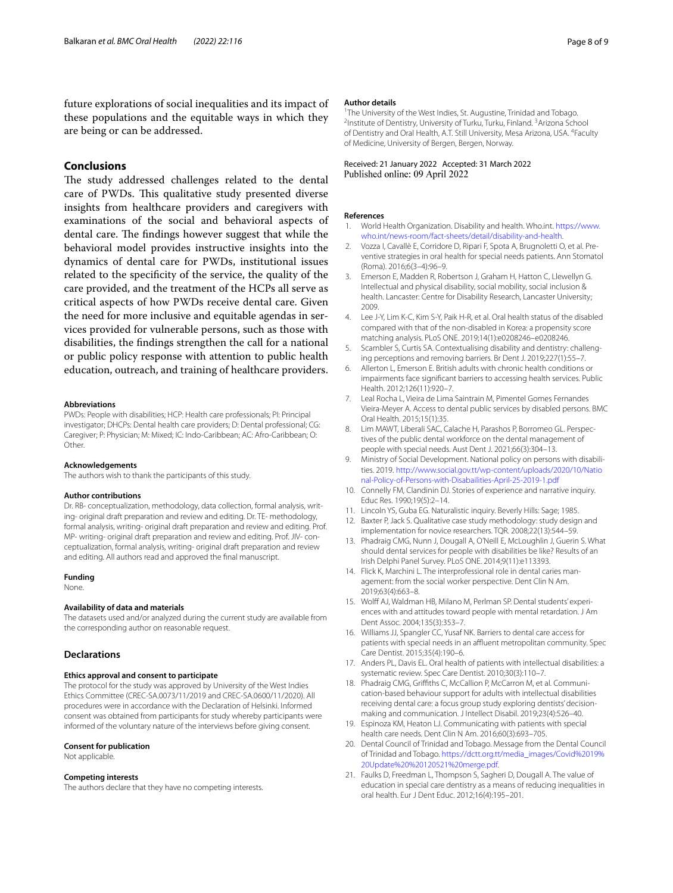future explorations of social inequalities and its impact of these populations and the equitable ways in which they are being or can be addressed.

## Conclusions

The study addressed challenges related to the dental care of PWDs. This qualitative study presented diverse insights from healthcare providers and caregivers with examinations of the social and behavioral aspects of dental care. The findings however suggest that while the behavioral model provides instructive insights into the dynamics of dental care for PWDs, institutional issues related to the specificity of the service, the quality of the care provided, and the treatment of the HCPs all serve as critical aspects of how PWDs receive dental care. Given the need for more inclusive and equitable agendas in services provided for vulnerable persons, such as those with disabilities, the findings strengthen the call for a national or public policy response with attention to public health education, outreach, and training of healthcare providers.

#### Abbreviations

PWDs: People with disabilities; HCP: Health care professionals; PI: Principal investigator; DHCPs: Dental health care providers; D: Dental professional; CG: Caregiver; P: Physician; M: Mixed; IC: Indo-Caribbean; AC: Afro-Caribbean; O: Other.

#### Acknowledgements

The authors wish to thank the participants of this study.

#### Author contributions

Dr. RB- conceptualization, methodology, data collection, formal analysis, writing- original draft preparation and review and editing. Dr. TE- methodology, formal analysis, writing- original draft preparation and review and editing. Prof. MP- writing- original draft preparation and review and editing. Prof. JIV- conceptualization, formal analysis, writing- original draft preparation and review and editing. All authors read and approved the final manuscript.

#### Funding

None.

#### Availability of data and materials

The datasets used and/or analyzed during the current study are available from the corresponding author on reasonable request.

### Declarations

#### Ethics approval and consent to participate

The protocol for the study was approved by University of the West Indies Ethics Committee (CREC-SA.0073/11/2019 and CREC-SA.0600/11/2020). All procedures were in accordance with the Declaration of Helsinki. Informed consent was obtained from participants for study whereby participants were informed of the voluntary nature of the interviews before giving consent.

#### Consent for publication

Not applicable.

#### Competing interests

The authors declare that they have no competing interests.

#### Author details

[1]The University of the West Indies, St. Augustine, Trinidad and Tobago. [2]Institute of Dentistry, University of Turku, Turku, Finland. [3]Arizona School of Dentistry and Oral Health, A.T. Still University, Mesa Arizona, USA. [4]Faculty of Medicine, University of Bergen, Bergen, Norway.

Received: 21 January 2022 Accepted: 31 March 2022
Published online: 09 April 2022

#### References

1. World Health Organization. Disability and health. Who.int. https://www.who.int/news-room/fact-sheets/detail/disability-and-health.
2. Vozza I, Cavallè E, Corridore D, Ripari F, Spota A, Brugnoletti O, et al. Preventive strategies in oral health for special needs patients. Ann Stomatol (Roma). 2016;6(3–4):96–9.
3. Emerson E, Madden R, Robertson J, Graham H, Hatton C, Llewellyn G. Intellectual and physical disability, social mobility, social inclusion & health. Lancaster: Centre for Disability Research, Lancaster University; 2009.
4. Lee J-Y, Lim K-C, Kim S-Y, Paik H-R, et al. Oral health status of the disabled compared with that of the non-disabled in Korea: a propensity score matching analysis. PLoS ONE. 2019;14(1):e0208246–e0208246.
5. Scambler S, Curtis SA. Contextualising disability and dentistry: challenging perceptions and removing barriers. Br Dent J. 2019;227(1):55–7.
6. Allerton L, Emerson E. British adults with chronic health conditions or impairments face significant barriers to accessing health services. Public Health. 2012;126(11):920–7.
7. Leal Rocha L, Vieira de Lima Saintrain M, Pimentel Gomes Fernandes Vieira-Meyer A. Access to dental public services by disabled persons. BMC Oral Health. 2015;15(1):35.
8. Lim MAWT, Liberali SAC, Calache H, Parashos P, Borromeo GL. Perspectives of the public dental workforce on the dental management of people with special needs. Aust Dent J. 2021;66(3):304–13.
9. Ministry of Social Development. National policy on persons with disabilities. 2019. http://www.social.gov.tt/wp-content/uploads/2020/10/National-Policy-of-Persons-with-Disabailities-April-25-2019-1.pdf
10. Connelly FM, Clandinin DJ. Stories of experience and narrative inquiry. Educ Res. 1990;19(5):2–14.
11. Lincoln YS, Guba EG. Naturalistic inquiry. Beverly Hills: Sage; 1985.
12. Baxter P, Jack S. Qualitative case study methodology: study design and implementation for novice researchers. TQR. 2008;22(13):544–59.
13. Phadraig CMG, Nunn J, Dougall A, O'Neill E, McLoughlin J, Guerin S. What should dental services for people with disabilities be like? Results of an Irish Delphi Panel Survey. PLoS ONE. 2014;9(11):e113393.
14. Flick K, Marchini L. The interprofessional role in dental caries management: from the social worker perspective. Dent Clin N Am. 2019;63(4):663–8.
15. Wolff AJ, Waldman HB, Milano M, Perlman SP. Dental students' experiences with and attitudes toward people with mental retardation. J Am Dent Assoc. 2004;135(3):353–7.
16. Williams JJ, Spangler CC, Yusaf NK. Barriers to dental care access for patients with special needs in an affluent metropolitan community. Spec Care Dentist. 2015;35(4):190–6.
17. Anders PL, Davis EL. Oral health of patients with intellectual disabilities: a systematic review. Spec Care Dentist. 2010;30(3):110–7.
18. Phadraig CMG, Griffiths C, McCallion P, McCarron M, et al. Communication-based behaviour support for adults with intellectual disabilities receiving dental care: a focus group study exploring dentists' decision-making and communication. J Intellect Disabil. 2019;23(4):526–40.
19. Espinoza KM, Heaton LJ. Communicating with patients with special health care needs. Dent Clin N Am. 2016;60(3):693–705.
20. Dental Council of Trinidad and Tobago. Message from the Dental Council of Trinidad and Tobago. https://dctt.org.tt/media_images/Covid%2019%20Update%20%20120521%20merge.pdf.
21. Faulks D, Freedman L, Thompson S, Sagheri D, Dougall A. The value of education in special care dentistry as a means of reducing inequalities in oral health. Eur J Dent Educ. 2012;16(4):195–201.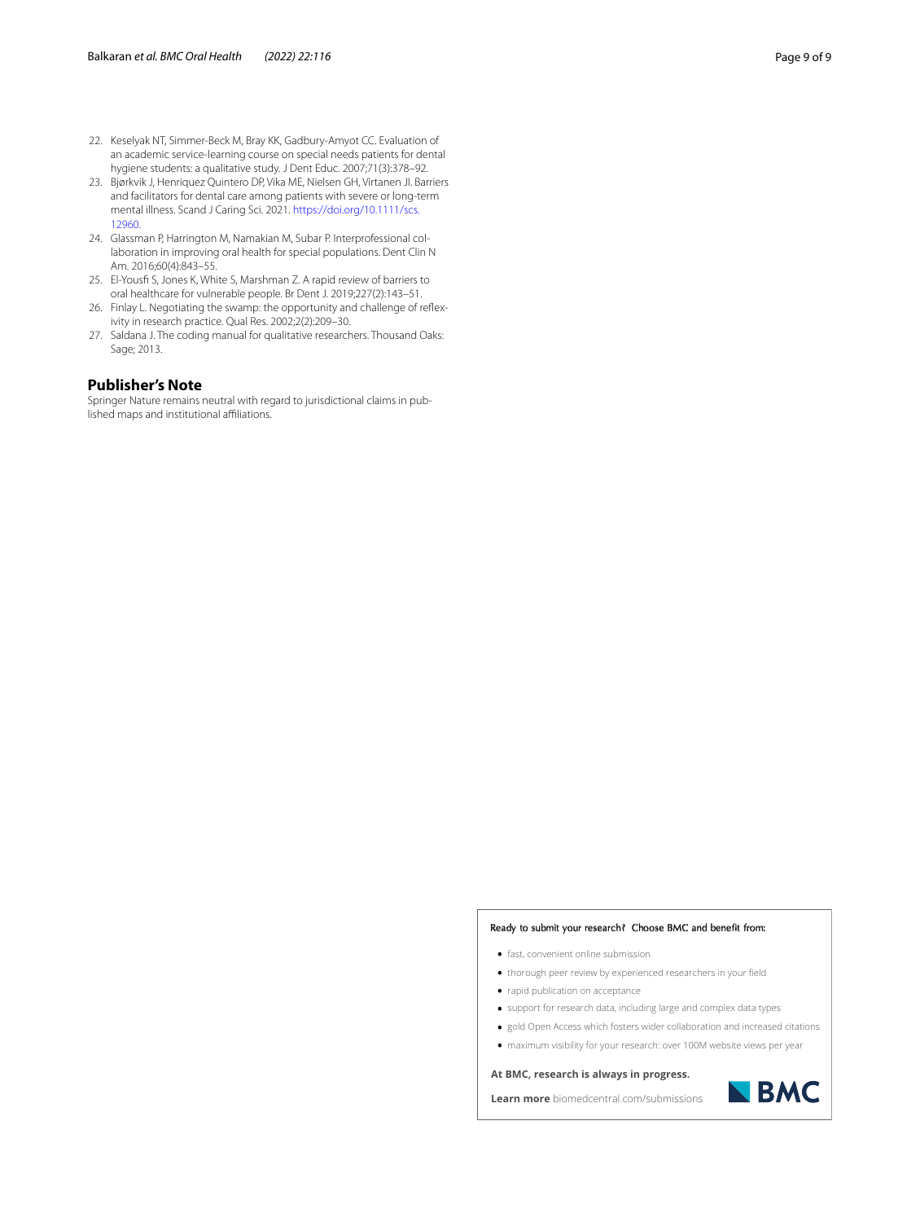22. Keselyak NT, Simmer-Beck M, Bray KK, Gadbury-Amyot CC. Evaluation of an academic service-learning course on special needs patients for dental hygiene students: a qualitative study. J Dent Educ. 2007;71(3):378–92.
23. Bjørkvik J, Henriquez Quintero DP, Vika ME, Nielsen GH, Virtanen JI. Barriers and facilitators for dental care among patients with severe or long-term mental illness. Scand J Caring Sci. 2021. https://doi.org/10.1111/scs.12960.
24. Glassman P, Harrington M, Namakian M, Subar P. Interprofessional collaboration in improving oral health for special populations. Dent Clin N Am. 2016;60(4):843–55.
25. El-Yousfi S, Jones K, White S, Marshman Z. A rapid review of barriers to oral healthcare for vulnerable people. Br Dent J. 2019;227(2):143–51.
26. Finlay L. Negotiating the swamp: the opportunity and challenge of reflexivity in research practice. Qual Res. 2002;2(2):209–30.
27. Saldana J. The coding manual for qualitative researchers. Thousand Oaks: Sage; 2013.

## Publisher's Note

Springer Nature remains neutral with regard to jurisdictional claims in published maps and institutional affiliations.

Ready to submit your research? Choose BMC and benefit from:

- fast, convenient online submission
- thorough peer review by experienced researchers in your field
- rapid publication on acceptance
- support for research data, including large and complex data types
- gold Open Access which fosters wider collaboration and increased citations
- maximum visibility for your research: over 100M website views per year

**At BMC, research is always in progress.**

**Learn more** biomedcentral.com/submissions

BMC